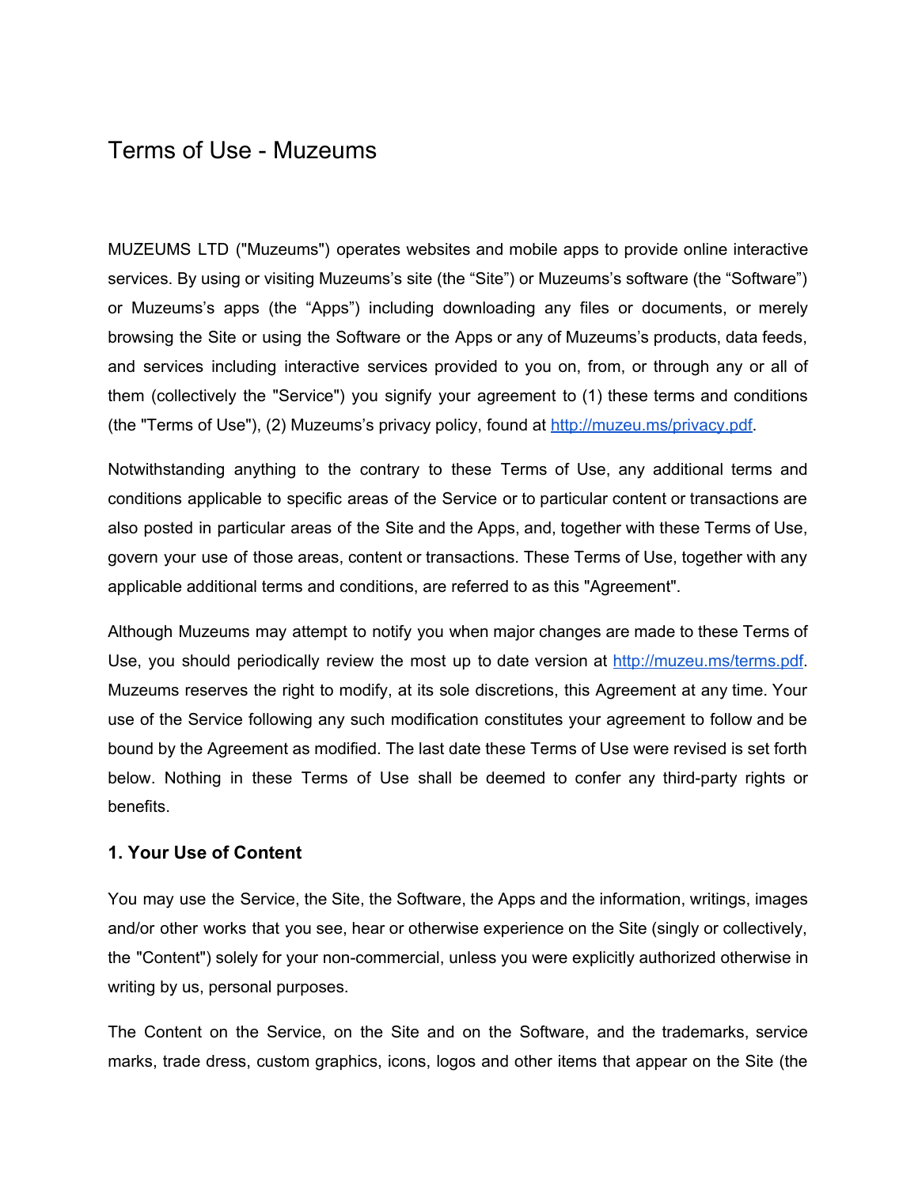# Terms of Use - Muzeums

MUZEUMS LTD ("Muzeums") operates websites and mobile apps to provide online interactive services. By using or visiting Muzeums's site (the "Site") or Muzeums's software (the "Software") or Muzeums's apps (the "Apps") including downloading any files or documents, or merely browsing the Site or using the Software or the Apps or any of Muzeums's products, data feeds, and services including interactive services provided to you on, from, or through any or all of them (collectively the "Service") you signify your agreement to (1) these terms and conditions (the "Terms of Use"), (2) Muzeums's privacy policy, found at [http://muzeu.ms/privacy.pdf](http://muzeu.ms/privacy.pdf).

Notwithstanding anything to the contrary to these Terms of Use, any additional terms and conditions applicable to specific areas of the Service or to particular content or transactions are also posted in particular areas of the Site and the Apps, and, together with these Terms of Use, govern your use of those areas, content or transactions. These Terms of Use, together with any applicable additional terms and conditions, are referred to as this "Agreement".

Although Muzeums may attempt to notify you when major changes are made to these Terms of Use, you should periodically review the most up to date version at [http://muzeu.ms/terms.pdf](http://muzeu.ms/terms.pdf). Muzeums reserves the right to modify, at its sole discretions, this Agreement at any time. Your use of the Service following any such modification constitutes your agreement to follow and be bound by the Agreement as modified. The last date these Terms of Use were revised is set forth below. Nothing in these Terms of Use shall be deemed to confer any third-party rights or benefits.

### 1. Your Use of Content

You may use the Service, the Site, the Software, the Apps and the information, writings, images and/or other works that you see, hear or otherwise experience on the Site (singly or collectively, the "Content") solely for your non-commercial, unless you were explicitly authorized otherwise in writing by us, personal purposes.

The Content on the Service, on the Site and on the Software, and the trademarks, service marks, trade dress, custom graphics, icons, logos and other items that appear on the Site (the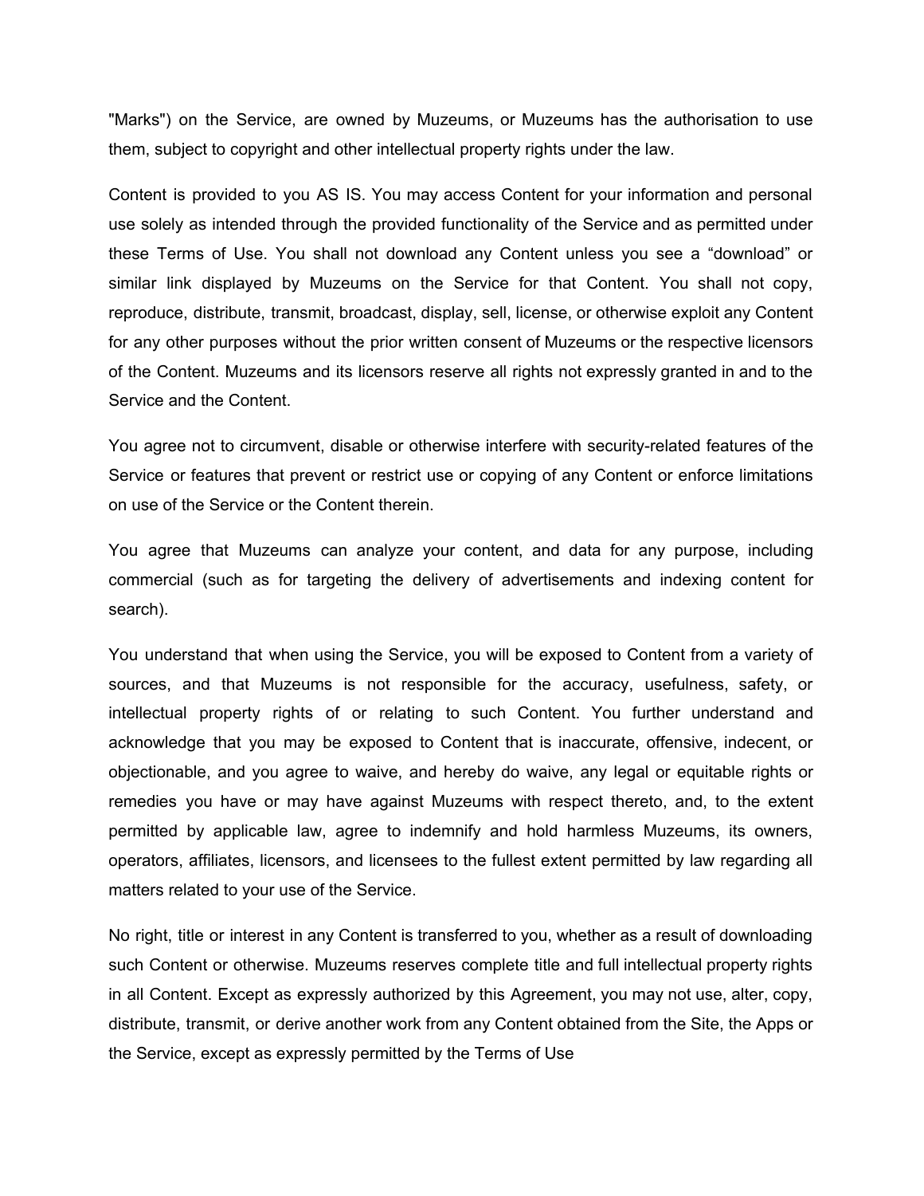"Marks") on the Service, are owned by Muzeums, or Muzeums has the authorisation to use them, subject to copyright and other intellectual property rights under the law.

Content is provided to you AS IS. You may access Content for your information and personal use solely as intended through the provided functionality of the Service and as permitted under these Terms of Use. You shall not download any Content unless you see a “download” or similar link displayed by Muzeums on the Service for that Content. You shall not copy, reproduce, distribute, transmit, broadcast, display, sell, license, or otherwise exploit any Content for any other purposes without the prior written consent of Muzeums or the respective licensors of the Content. Muzeums and its licensors reserve all rights not expressly granted in and to the Service and the Content.

You agree not to circumvent, disable or otherwise interfere with security-related features of the Service or features that prevent or restrict use or copying of any Content or enforce limitations on use of the Service or the Content therein.

You agree that Muzeums can analyze your content, and data for any purpose, including commercial (such as for targeting the delivery of advertisements and indexing content for search).

You understand that when using the Service, you will be exposed to Content from a variety of sources, and that Muzeums is not responsible for the accuracy, usefulness, safety, or intellectual property rights of or relating to such Content. You further understand and acknowledge that you may be exposed to Content that is inaccurate, offensive, indecent, or objectionable, and you agree to waive, and hereby do waive, any legal or equitable rights or remedies you have or may have against Muzeums with respect thereto, and, to the extent permitted by applicable law, agree to indemnify and hold harmless Muzeums, its owners, operators, affiliates, licensors, and licensees to the fullest extent permitted by law regarding all matters related to your use of the Service.

No right, title or interest in any Content is transferred to you, whether as a result of downloading such Content or otherwise. Muzeums reserves complete title and full intellectual property rights in all Content. Except as expressly authorized by this Agreement, you may not use, alter, copy, distribute, transmit, or derive another work from any Content obtained from the Site, the Apps or the Service, except as expressly permitted by the Terms of Use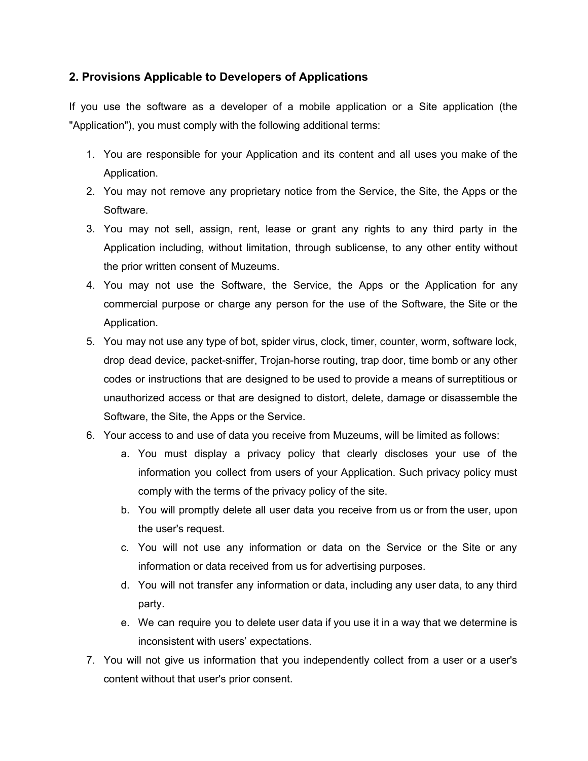## 2. Provisions Applicable to Developers of Applications

If you use the software as a developer of a mobile application or a Site application (the "Application"), you must comply with the following additional terms:

1. You are responsible for your Application and its content and all uses you make of the Application.
2. You may not remove any proprietary notice from the Service, the Site, the Apps or the Software.
3. You may not sell, assign, rent, lease or grant any rights to any third party in the Application including, without limitation, through sublicense, to any other entity without the prior written consent of Muzeums.
4. You may not use the Software, the Service, the Apps or the Application for any commercial purpose or charge any person for the use of the Software, the Site or the Application.
5. You may not use any type of bot, spider virus, clock, timer, counter, worm, software lock, drop dead device, packet-sniffer, Trojan-horse routing, trap door, time bomb or any other codes or instructions that are designed to be used to provide a means of surreptitious or unauthorized access or that are designed to distort, delete, damage or disassemble the Software, the Site, the Apps or the Service.
6. Your access to and use of data you receive from Muzeums, will be limited as follows:
    a. You must display a privacy policy that clearly discloses your use of the information you collect from users of your Application. Such privacy policy must comply with the terms of the privacy policy of the site.
    b. You will promptly delete all user data you receive from us or from the user, upon the user's request.
    c. You will not use any information or data on the Service or the Site or any information or data received from us for advertising purposes.
    d. You will not transfer any information or data, including any user data, to any third party.
    e. We can require you to delete user data if you use it in a way that we determine is inconsistent with users' expectations.
7. You will not give us information that you independently collect from a user or a user's content without that user's prior consent.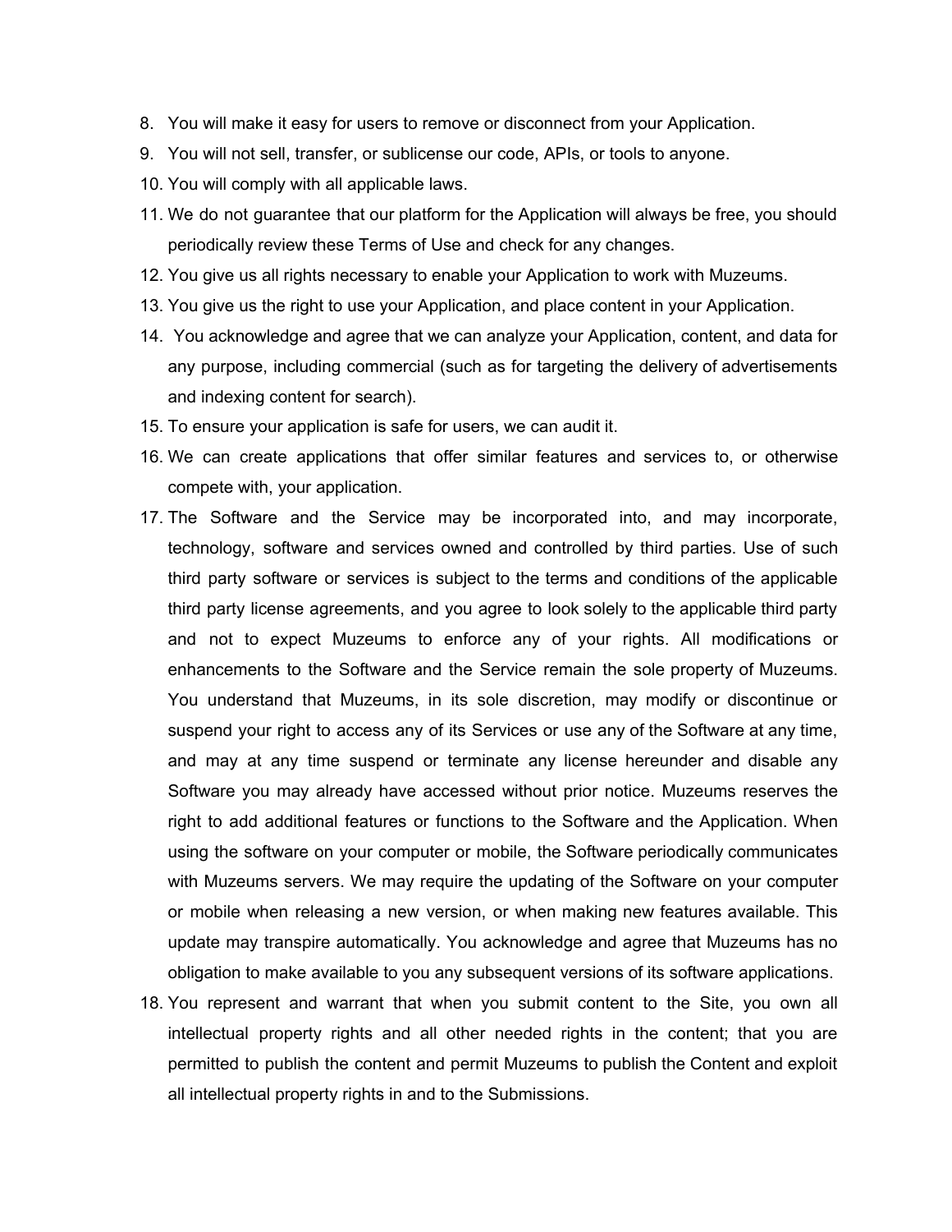8. You will make it easy for users to remove or disconnect from your Application.
9. You will not sell, transfer, or sublicense our code, APIs, or tools to anyone.
10. You will comply with all applicable laws.
11. We do not guarantee that our platform for the Application will always be free, you should periodically review these Terms of Use and check for any changes.
12. You give us all rights necessary to enable your Application to work with Muzeums.
13. You give us the right to use your Application, and place content in your Application.
14. You acknowledge and agree that we can analyze your Application, content, and data for any purpose, including commercial (such as for targeting the delivery of advertisements and indexing content for search).
15. To ensure your application is safe for users, we can audit it.
16. We can create applications that offer similar features and services to, or otherwise compete with, your application.
17. The Software and the Service may be incorporated into, and may incorporate, technology, software and services owned and controlled by third parties. Use of such third party software or services is subject to the terms and conditions of the applicable third party license agreements, and you agree to look solely to the applicable third party and not to expect Muzeums to enforce any of your rights. All modifications or enhancements to the Software and the Service remain the sole property of Muzeums. You understand that Muzeums, in its sole discretion, may modify or discontinue or suspend your right to access any of its Services or use any of the Software at any time, and may at any time suspend or terminate any license hereunder and disable any Software you may already have accessed without prior notice. Muzeums reserves the right to add additional features or functions to the Software and the Application. When using the software on your computer or mobile, the Software periodically communicates with Muzeums servers. We may require the updating of the Software on your computer or mobile when releasing a new version, or when making new features available. This update may transpire automatically. You acknowledge and agree that Muzeums has no obligation to make available to you any subsequent versions of its software applications.
18. You represent and warrant that when you submit content to the Site, you own all intellectual property rights and all other needed rights in the content; that you are permitted to publish the content and permit Muzeums to publish the Content and exploit all intellectual property rights in and to the Submissions.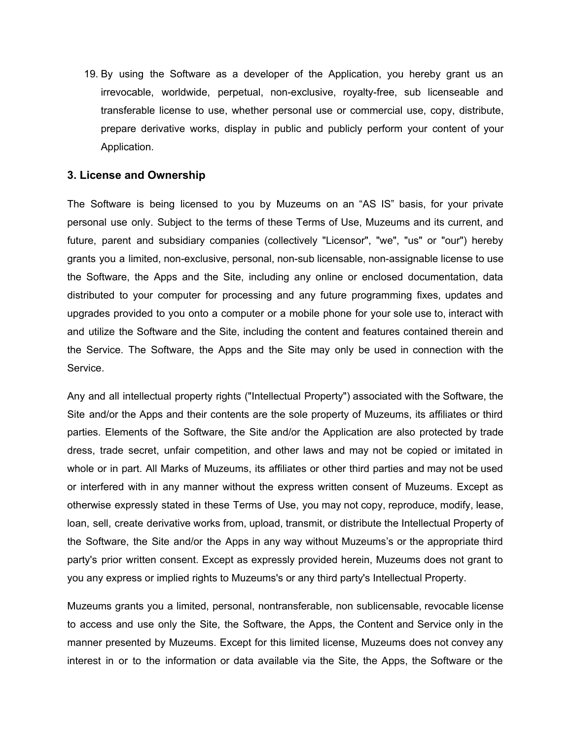19. By using the Software as a developer of the Application, you hereby grant us an irrevocable, worldwide, perpetual, non-exclusive, royalty-free, sub licenseable and transferable license to use, whether personal use or commercial use, copy, distribute, prepare derivative works, display in public and publicly perform your content of your Application.

### 3. License and Ownership

The Software is being licensed to you by Muzeums on an “AS IS” basis, for your private personal use only. Subject to the terms of these Terms of Use, Muzeums and its current, and future, parent and subsidiary companies (collectively "Licensor", "we", "us" or "our") hereby grants you a limited, non-exclusive, personal, non-sub licensable, non-assignable license to use the Software, the Apps and the Site, including any online or enclosed documentation, data distributed to your computer for processing and any future programming fixes, updates and upgrades provided to you onto a computer or a mobile phone for your sole use to, interact with and utilize the Software and the Site, including the content and features contained therein and the Service. The Software, the Apps and the Site may only be used in connection with the Service.

Any and all intellectual property rights ("Intellectual Property") associated with the Software, the Site and/or the Apps and their contents are the sole property of Muzeums, its affiliates or third parties. Elements of the Software, the Site and/or the Application are also protected by trade dress, trade secret, unfair competition, and other laws and may not be copied or imitated in whole or in part. All Marks of Muzeums, its affiliates or other third parties and may not be used or interfered with in any manner without the express written consent of Muzeums. Except as otherwise expressly stated in these Terms of Use, you may not copy, reproduce, modify, lease, loan, sell, create derivative works from, upload, transmit, or distribute the Intellectual Property of the Software, the Site and/or the Apps in any way without Muzeums’s or the appropriate third party's prior written consent. Except as expressly provided herein, Muzeums does not grant to you any express or implied rights to Muzeums's or any third party's Intellectual Property.

Muzeums grants you a limited, personal, nontransferable, non sublicensable, revocable license to access and use only the Site, the Software, the Apps, the Content and Service only in the manner presented by Muzeums. Except for this limited license, Muzeums does not convey any interest in or to the information or data available via the Site, the Apps, the Software or the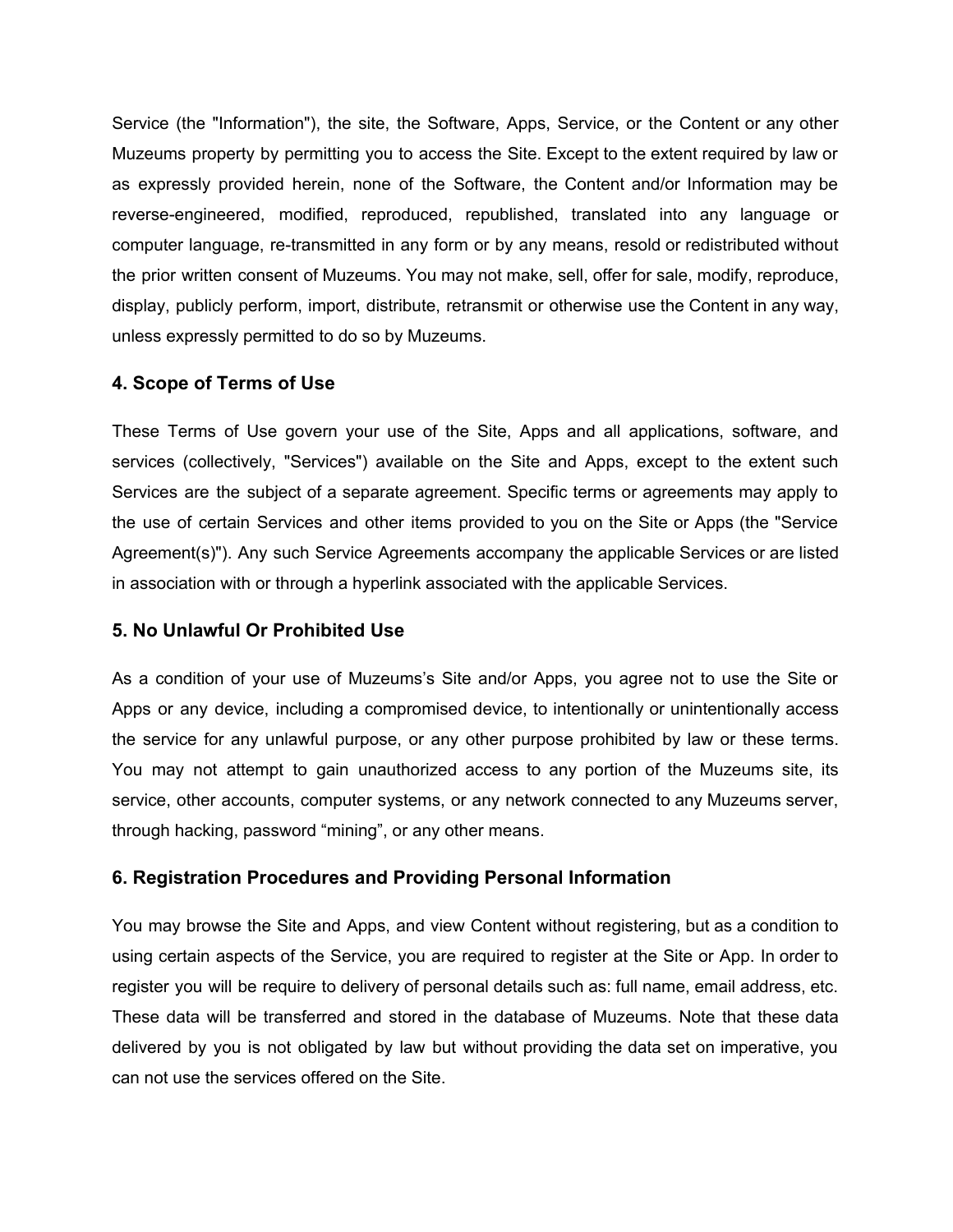Service (the "Information"), the site, the Software, Apps, Service, or the Content or any other Muzeums property by permitting you to access the Site. Except to the extent required by law or as expressly provided herein, none of the Software, the Content and/or Information may be reverse-engineered, modified, reproduced, republished, translated into any language or computer language, re-transmitted in any form or by any means, resold or redistributed without the prior written consent of Muzeums. You may not make, sell, offer for sale, modify, reproduce, display, publicly perform, import, distribute, retransmit or otherwise use the Content in any way, unless expressly permitted to do so by Muzeums.

### 4. Scope of Terms of Use

These Terms of Use govern your use of the Site, Apps and all applications, software, and services (collectively, "Services") available on the Site and Apps, except to the extent such Services are the subject of a separate agreement. Specific terms or agreements may apply to the use of certain Services and other items provided to you on the Site or Apps (the "Service Agreement(s)"). Any such Service Agreements accompany the applicable Services or are listed in association with or through a hyperlink associated with the applicable Services.

### 5. No Unlawful Or Prohibited Use

As a condition of your use of Muzeums's Site and/or Apps, you agree not to use the Site or Apps or any device, including a compromised device, to intentionally or unintentionally access the service for any unlawful purpose, or any other purpose prohibited by law or these terms. You may not attempt to gain unauthorized access to any portion of the Muzeums site, its service, other accounts, computer systems, or any network connected to any Muzeums server, through hacking, password "mining", or any other means.

### 6. Registration Procedures and Providing Personal Information

You may browse the Site and Apps, and view Content without registering, but as a condition to using certain aspects of the Service, you are required to register at the Site or App. In order to register you will be require to delivery of personal details such as: full name, email address, etc. These data will be transferred and stored in the database of Muzeums. Note that these data delivered by you is not obligated by law but without providing the data set on imperative, you can not use the services offered on the Site.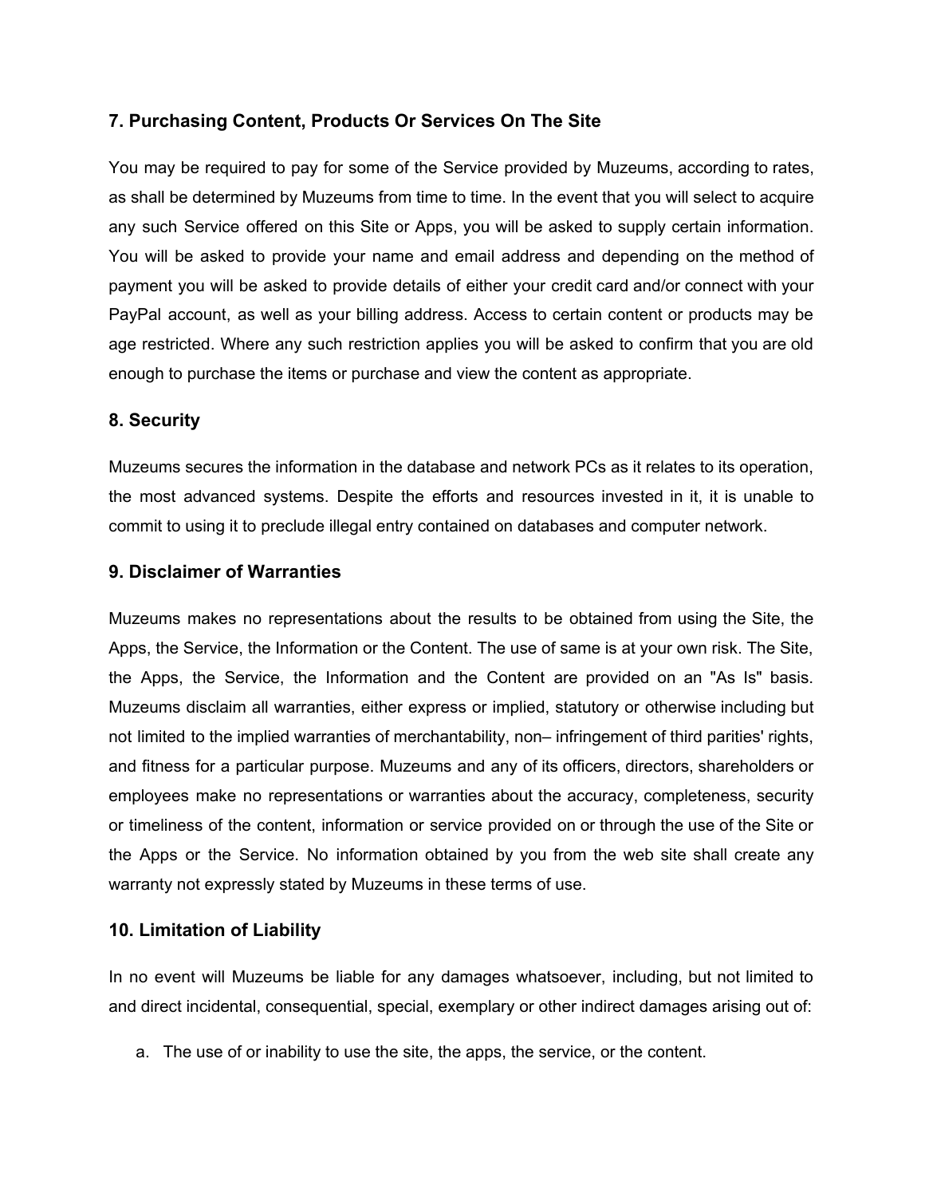## 7. Purchasing Content, Products Or Services On The Site

You may be required to pay for some of the Service provided by Muzeums, according to rates, as shall be determined by Muzeums from time to time. In the event that you will select to acquire any such Service offered on this Site or Apps, you will be asked to supply certain information. You will be asked to provide your name and email address and depending on the method of payment you will be asked to provide details of either your credit card and/or connect with your PayPal account, as well as your billing address. Access to certain content or products may be age restricted. Where any such restriction applies you will be asked to confirm that you are old enough to purchase the items or purchase and view the content as appropriate.

## 8. Security

Muzeums secures the information in the database and network PCs as it relates to its operation, the most advanced systems. Despite the efforts and resources invested in it, it is unable to commit to using it to preclude illegal entry contained on databases and computer network.

## 9. Disclaimer of Warranties

Muzeums makes no representations about the results to be obtained from using the Site, the Apps, the Service, the Information or the Content. The use of same is at your own risk. The Site, the Apps, the Service, the Information and the Content are provided on an "As Is" basis. Muzeums disclaim all warranties, either express or implied, statutory or otherwise including but not limited to the implied warranties of merchantability, non– infringement of third parities' rights, and fitness for a particular purpose. Muzeums and any of its officers, directors, shareholders or employees make no representations or warranties about the accuracy, completeness, security or timeliness of the content, information or service provided on or through the use of the Site or the Apps or the Service. No information obtained by you from the web site shall create any warranty not expressly stated by Muzeums in these terms of use.

## 10. Limitation of Liability

In no event will Muzeums be liable for any damages whatsoever, including, but not limited to and direct incidental, consequential, special, exemplary or other indirect damages arising out of:

a. The use of or inability to use the site, the apps, the service, or the content.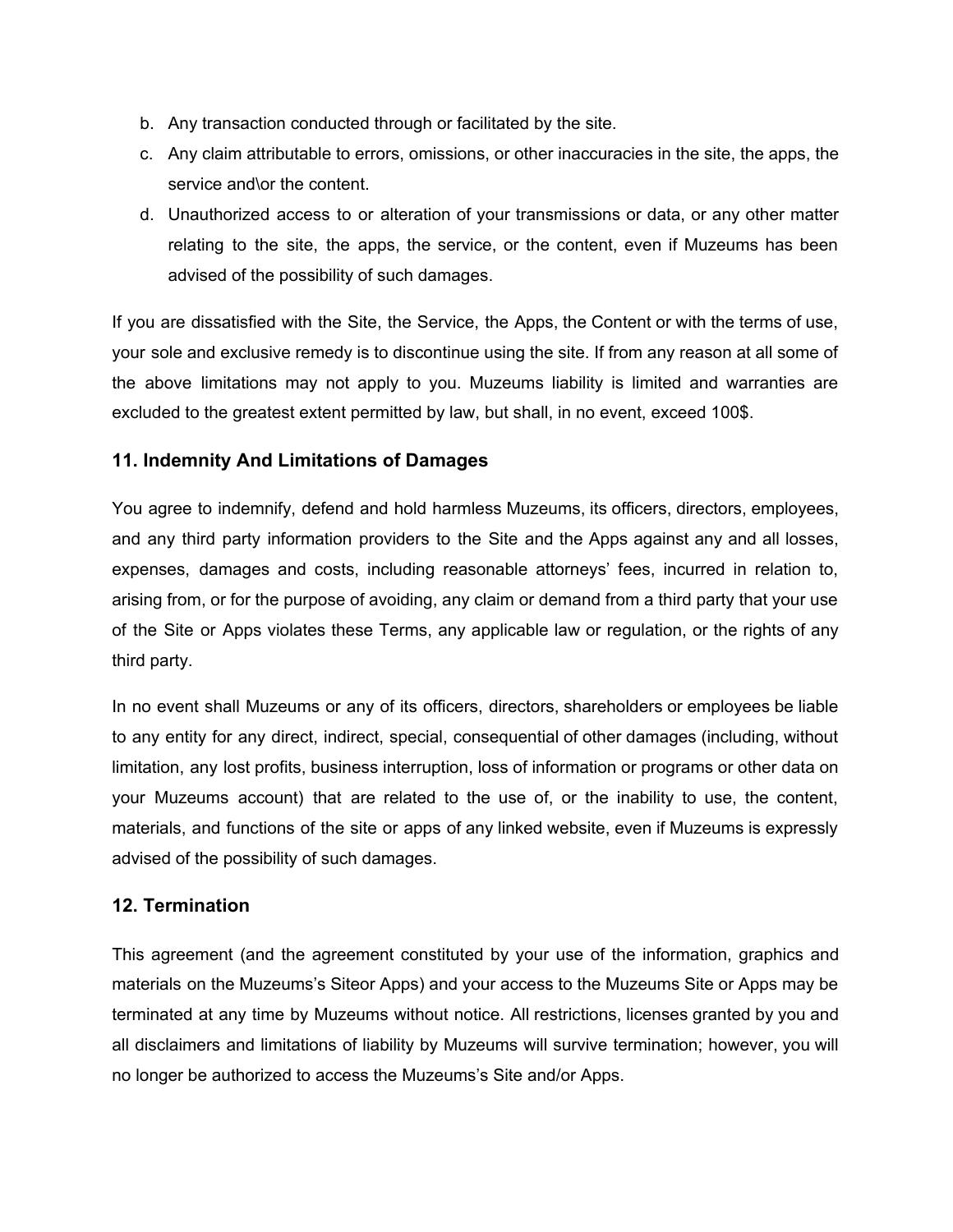b. Any transaction conducted through or facilitated by the site.
c. Any claim attributable to errors, omissions, or other inaccuracies in the site, the apps, the service and\or the content.
d. Unauthorized access to or alteration of your transmissions or data, or any other matter relating to the site, the apps, the service, or the content, even if Muzeums has been advised of the possibility of such damages.

If you are dissatisfied with the Site, the Service, the Apps, the Content or with the terms of use, your sole and exclusive remedy is to discontinue using the site. If from any reason at all some of the above limitations may not apply to you. Muzeums liability is limited and warranties are excluded to the greatest extent permitted by law, but shall, in no event, exceed 100$.

## 11. Indemnity And Limitations of Damages

You agree to indemnify, defend and hold harmless Muzeums, its officers, directors, employees, and any third party information providers to the Site and the Apps against any and all losses, expenses, damages and costs, including reasonable attorneys' fees, incurred in relation to, arising from, or for the purpose of avoiding, any claim or demand from a third party that your use of the Site or Apps violates these Terms, any applicable law or regulation, or the rights of any third party.

In no event shall Muzeums or any of its officers, directors, shareholders or employees be liable to any entity for any direct, indirect, special, consequential of other damages (including, without limitation, any lost profits, business interruption, loss of information or programs or other data on your Muzeums account) that are related to the use of, or the inability to use, the content, materials, and functions of the site or apps of any linked website, even if Muzeums is expressly advised of the possibility of such damages.

## 12. Termination

This agreement (and the agreement constituted by your use of the information, graphics and materials on the Muzeums's Siteor Apps) and your access to the Muzeums Site or Apps may be terminated at any time by Muzeums without notice. All restrictions, licenses granted by you and all disclaimers and limitations of liability by Muzeums will survive termination; however, you will no longer be authorized to access the Muzeums's Site and/or Apps.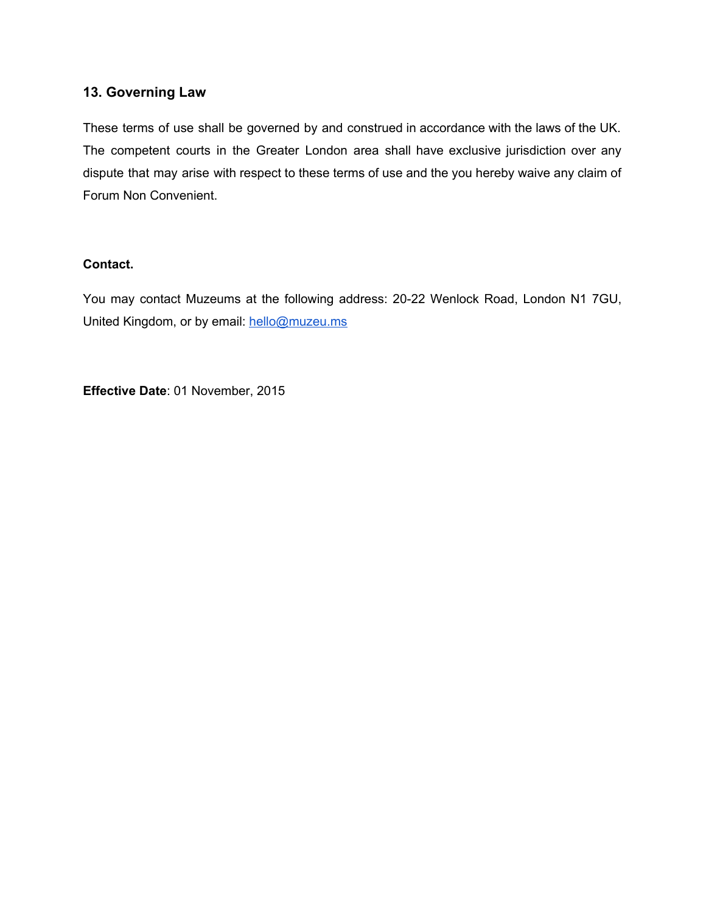### 13. Governing Law

These terms of use shall be governed by and construed in accordance with the laws of the UK. The competent courts in the Greater London area shall have exclusive jurisdiction over any dispute that may arise with respect to these terms of use and the you hereby waive any claim of Forum Non Convenient.

**Contact.**

You may contact Muzeums at the following address: 20-22 Wenlock Road, London N1 7GU, United Kingdom, or by email: hello@muzeu.ms

**Effective Date**: 01 November, 2015